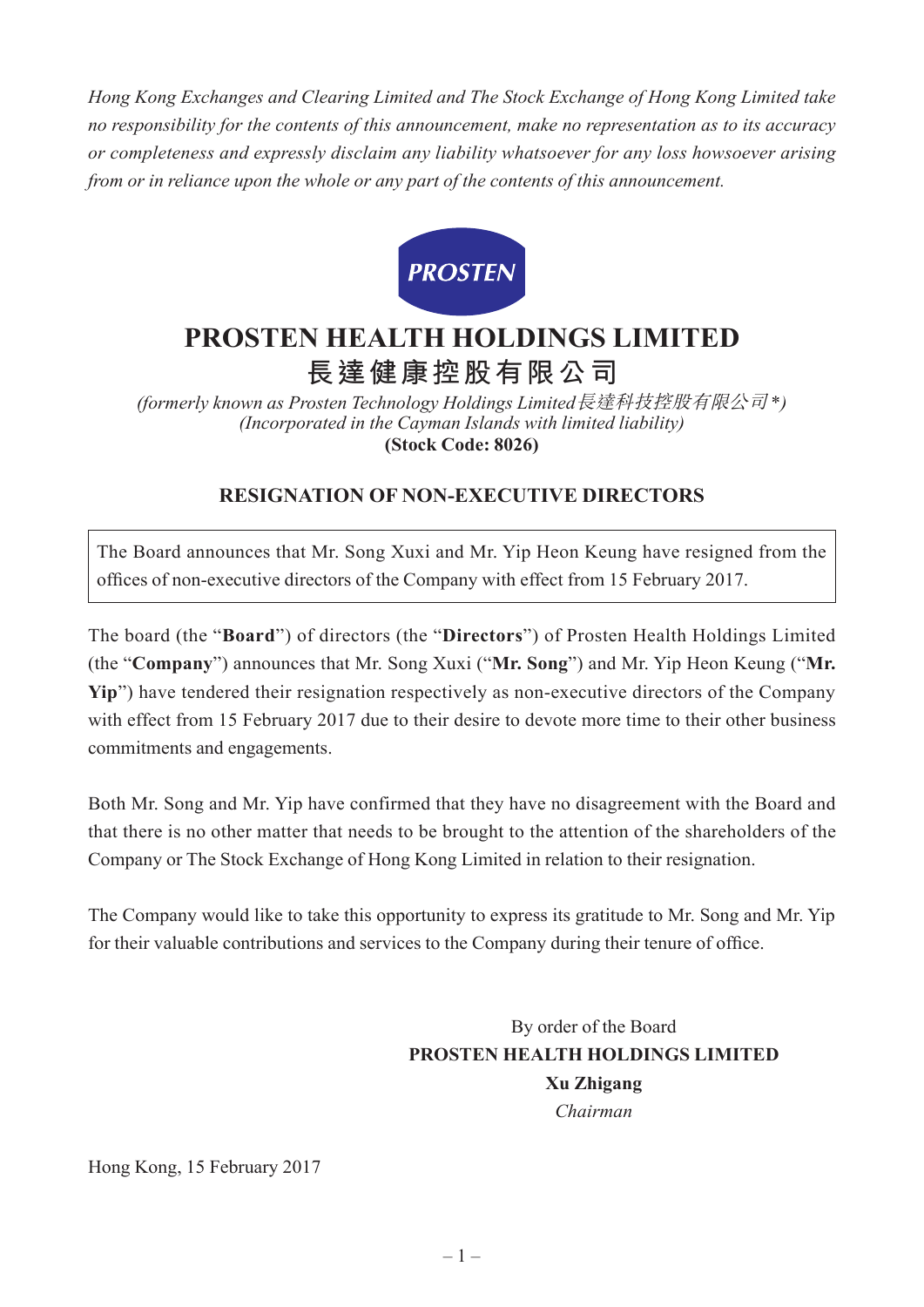*Hong Kong Exchanges and Clearing Limited and The Stock Exchange of Hong Kong Limited take no responsibility for the contents of this announcement, make no representation as to its accuracy or completeness and expressly disclaim any liability whatsoever for any loss howsoever arising from or in reliance upon the whole or any part of the contents of this announcement.*

PROSTEN

# PROSTEN HEALTH HOLDINGS LIMITED
# 長達健康控股有限公司

*(formerly known as Prosten Technology Holdings Limited長達科技控股有限公司\*)*
*(Incorporated in the Cayman Islands with limited liability)*
**(Stock Code: 8026)**

## RESIGNATION OF NON-EXECUTIVE DIRECTORS

The Board announces that Mr. Song Xuxi and Mr. Yip Heon Keung have resigned from the offices of non-executive directors of the Company with effect from 15 February 2017.

The board (the "**Board**") of directors (the "**Directors**") of Prosten Health Holdings Limited (the "**Company**") announces that Mr. Song Xuxi ("**Mr. Song**") and Mr. Yip Heon Keung ("**Mr. Yip**") have tendered their resignation respectively as non-executive directors of the Company with effect from 15 February 2017 due to their desire to devote more time to their other business commitments and engagements.

Both Mr. Song and Mr. Yip have confirmed that they have no disagreement with the Board and that there is no other matter that needs to be brought to the attention of the shareholders of the Company or The Stock Exchange of Hong Kong Limited in relation to their resignation.

The Company would like to take this opportunity to express its gratitude to Mr. Song and Mr. Yip for their valuable contributions and services to the Company during their tenure of office.

By order of the Board
**PROSTEN HEALTH HOLDINGS LIMITED**
**Xu Zhigang**
*Chairman*

Hong Kong, 15 February 2017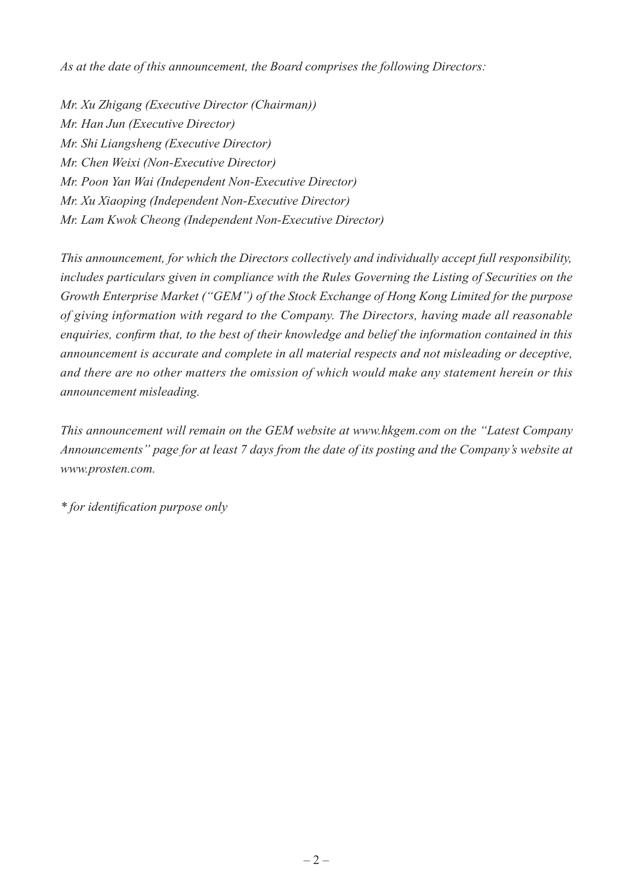*As at the date of this announcement, the Board comprises the following Directors:*

*Mr. Xu Zhigang (Executive Director (Chairman))*
*Mr. Han Jun (Executive Director)*
*Mr. Shi Liangsheng (Executive Director)*
*Mr. Chen Weixi (Non-Executive Director)*
*Mr. Poon Yan Wai (Independent Non-Executive Director)*
*Mr. Xu Xiaoping (Independent Non-Executive Director)*
*Mr. Lam Kwok Cheong (Independent Non-Executive Director)*

*This announcement, for which the Directors collectively and individually accept full responsibility, includes particulars given in compliance with the Rules Governing the Listing of Securities on the Growth Enterprise Market ("GEM") of the Stock Exchange of Hong Kong Limited for the purpose of giving information with regard to the Company. The Directors, having made all reasonable enquiries, confirm that, to the best of their knowledge and belief the information contained in this announcement is accurate and complete in all material respects and not misleading or deceptive, and there are no other matters the omission of which would make any statement herein or this announcement misleading.*

*This announcement will remain on the GEM website at www.hkgem.com on the "Latest Company Announcements" page for at least 7 days from the date of its posting and the Company's website at www.prosten.com.*

*\* for identification purpose only*